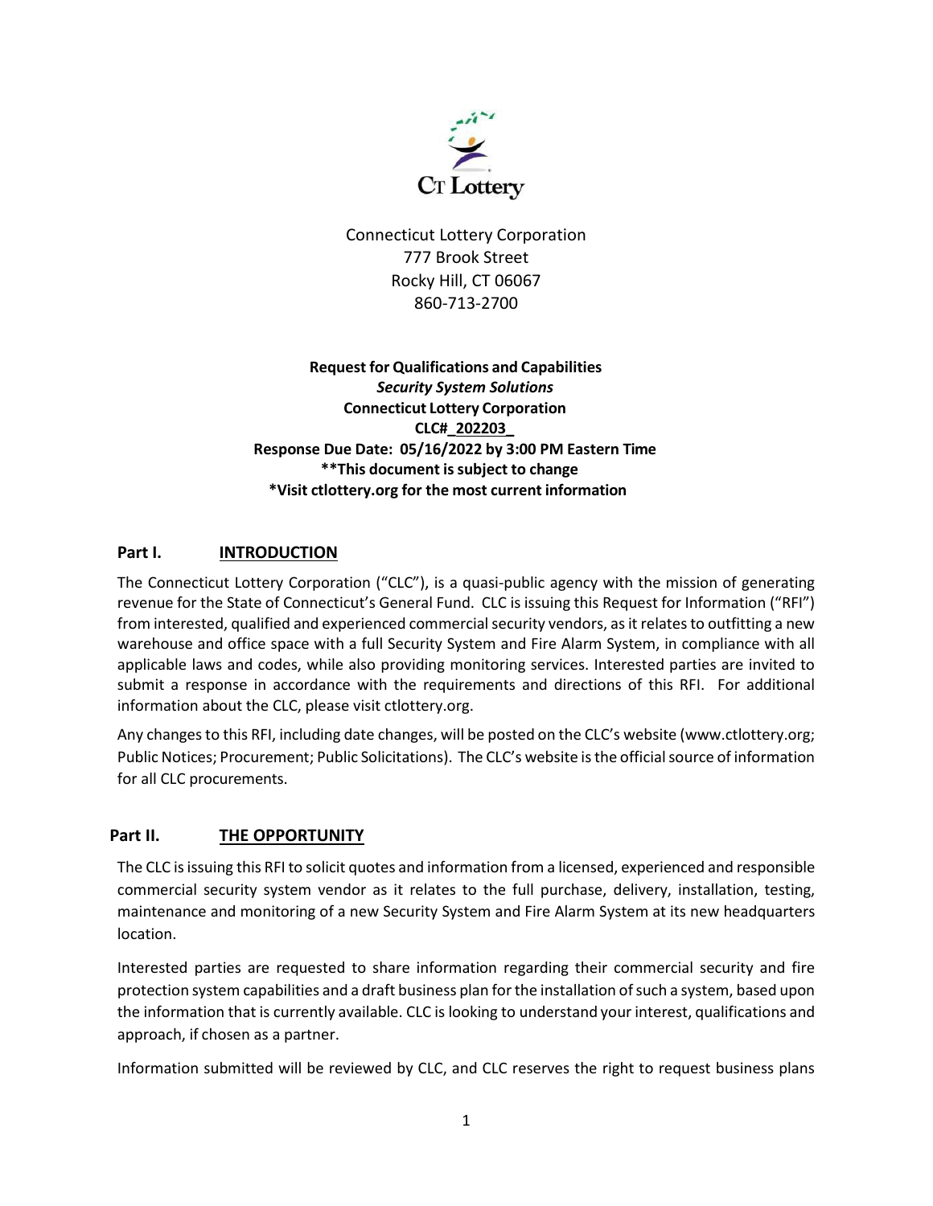CT Lottery

Connecticut Lottery Corporation
777 Brook Street
Rocky Hill, CT 06067
860-713-2700

**Request for Qualifications and Capabilities**
***Security System Solutions***
**Connecticut Lottery Corporation**
**CLC#_202203_**
**Response Due Date: 05/16/2022 by 3:00 PM Eastern Time**
****This document is subject to change**
***Visit ctlottery.org for the most current information**

## Part I. INTRODUCTION

The Connecticut Lottery Corporation ("CLC"), is a quasi-public agency with the mission of generating revenue for the State of Connecticut's General Fund. CLC is issuing this Request for Information ("RFI") from interested, qualified and experienced commercial security vendors, as it relates to outfitting a new warehouse and office space with a full Security System and Fire Alarm System, in compliance with all applicable laws and codes, while also providing monitoring services. Interested parties are invited to submit a response in accordance with the requirements and directions of this RFI. For additional information about the CLC, please visit ctlottery.org.

Any changes to this RFI, including date changes, will be posted on the CLC's website (www.ctlottery.org; Public Notices; Procurement; Public Solicitations). The CLC's website is the official source of information for all CLC procurements.

## Part II. THE OPPORTUNITY

The CLC is issuing this RFI to solicit quotes and information from a licensed, experienced and responsible commercial security system vendor as it relates to the full purchase, delivery, installation, testing, maintenance and monitoring of a new Security System and Fire Alarm System at its new headquarters location.

Interested parties are requested to share information regarding their commercial security and fire protection system capabilities and a draft business plan for the installation of such a system, based upon the information that is currently available. CLC is looking to understand your interest, qualifications and approach, if chosen as a partner.

Information submitted will be reviewed by CLC, and CLC reserves the right to request business plans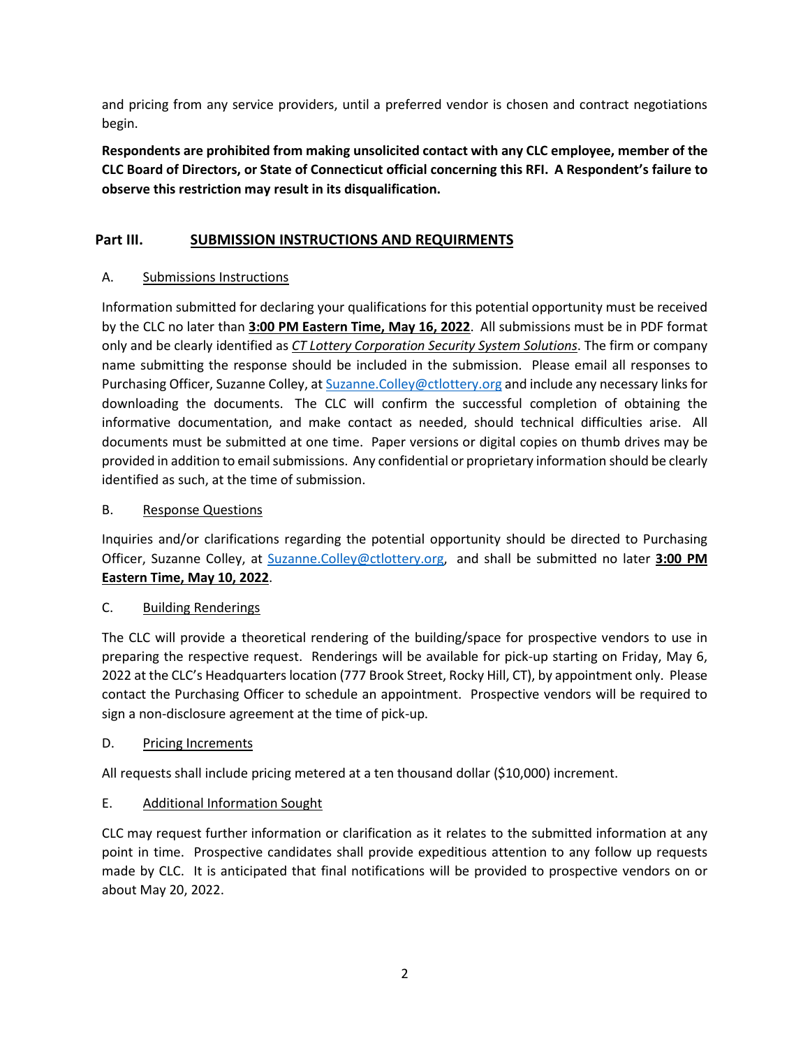and pricing from any service providers, until a preferred vendor is chosen and contract negotiations begin.

**Respondents are prohibited from making unsolicited contact with any CLC employee, member of the CLC Board of Directors, or State of Connecticut official concerning this RFI. A Respondent's failure to observe this restriction may result in its disqualification.**

## Part III. SUBMISSION INSTRUCTIONS AND REQUIRMENTS

### A. Submissions Instructions

Information submitted for declaring your qualifications for this potential opportunity must be received by the CLC no later than **3:00 PM Eastern Time, May 16, 2022**. All submissions must be in PDF format only and be clearly identified as ***CT Lottery Corporation Security System Solutions***. The firm or company name submitting the response should be included in the submission. Please email all responses to Purchasing Officer, Suzanne Colley, at Suzanne.Colley@ctlottery.org and include any necessary links for downloading the documents. The CLC will confirm the successful completion of obtaining the informative documentation, and make contact as needed, should technical difficulties arise. All documents must be submitted at one time. Paper versions or digital copies on thumb drives may be provided in addition to email submissions. Any confidential or proprietary information should be clearly identified as such, at the time of submission.

### B. Response Questions

Inquiries and/or clarifications regarding the potential opportunity should be directed to Purchasing Officer, Suzanne Colley, at Suzanne.Colley@ctlottery.org, and shall be submitted no later **3:00 PM Eastern Time, May 10, 2022**.

### C. Building Renderings

The CLC will provide a theoretical rendering of the building/space for prospective vendors to use in preparing the respective request. Renderings will be available for pick-up starting on Friday, May 6, 2022 at the CLC's Headquarters location (777 Brook Street, Rocky Hill, CT), by appointment only. Please contact the Purchasing Officer to schedule an appointment. Prospective vendors will be required to sign a non-disclosure agreement at the time of pick-up.

### D. Pricing Increments

All requests shall include pricing metered at a ten thousand dollar ($10,000) increment.

### E. Additional Information Sought

CLC may request further information or clarification as it relates to the submitted information at any point in time. Prospective candidates shall provide expeditious attention to any follow up requests made by CLC. It is anticipated that final notifications will be provided to prospective vendors on or about May 20, 2022.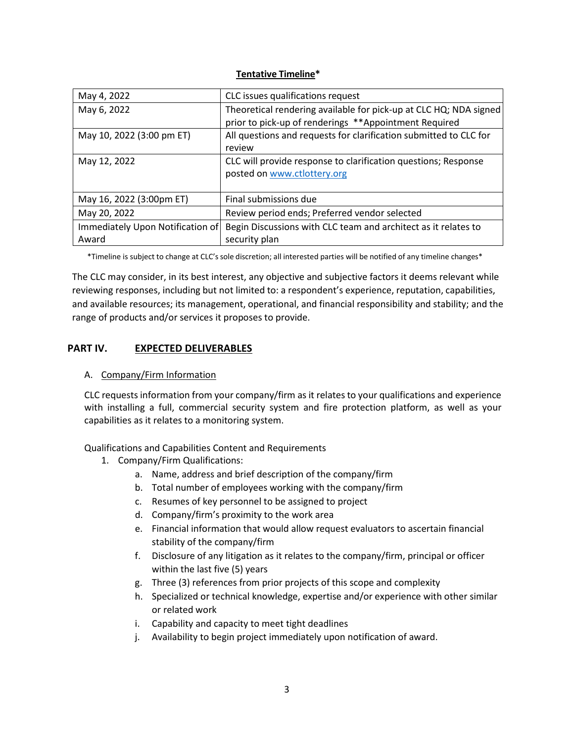**Tentative Timeline***

| | |
|---|---|
| May 4, 2022 | CLC issues qualifications request |
| May 6, 2022 | Theoretical rendering available for pick-up at CLC HQ; NDA signed prior to pick-up of renderings **Appointment Required |
| May 10, 2022 (3:00 pm ET) | All questions and requests for clarification submitted to CLC for review |
| May 12, 2022 | CLC will provide response to clarification questions; Response posted on [www.ctlottery.org](http://www.ctlottery.org) |
| May 16, 2022 (3:00pm ET) | Final submissions due |
| May 20, 2022 | Review period ends; Preferred vendor selected |
| Immediately Upon Notification of Award | Begin Discussions with CLC team and architect as it relates to security plan |

*Timeline is subject to change at CLC's sole discretion; all interested parties will be notified of any timeline changes*

The CLC may consider, in its best interest, any objective and subjective factors it deems relevant while reviewing responses, including but not limited to: a respondent's experience, reputation, capabilities, and available resources; its management, operational, and financial responsibility and stability; and the range of products and/or services it proposes to provide.

## PART IV. EXPECTED DELIVERABLES

A. Company/Firm Information

CLC requests information from your company/firm as it relates to your qualifications and experience with installing a full, commercial security system and fire protection platform, as well as your capabilities as it relates to a monitoring system.

Qualifications and Capabilities Content and Requirements

1. Company/Firm Qualifications:
   a. Name, address and brief description of the company/firm
   b. Total number of employees working with the company/firm
   c. Resumes of key personnel to be assigned to project
   d. Company/firm's proximity to the work area
   e. Financial information that would allow request evaluators to ascertain financial stability of the company/firm
   f. Disclosure of any litigation as it relates to the company/firm, principal or officer within the last five (5) years
   g. Three (3) references from prior projects of this scope and complexity
   h. Specialized or technical knowledge, expertise and/or experience with other similar or related work
   i. Capability and capacity to meet tight deadlines
   j. Availability to begin project immediately upon notification of award.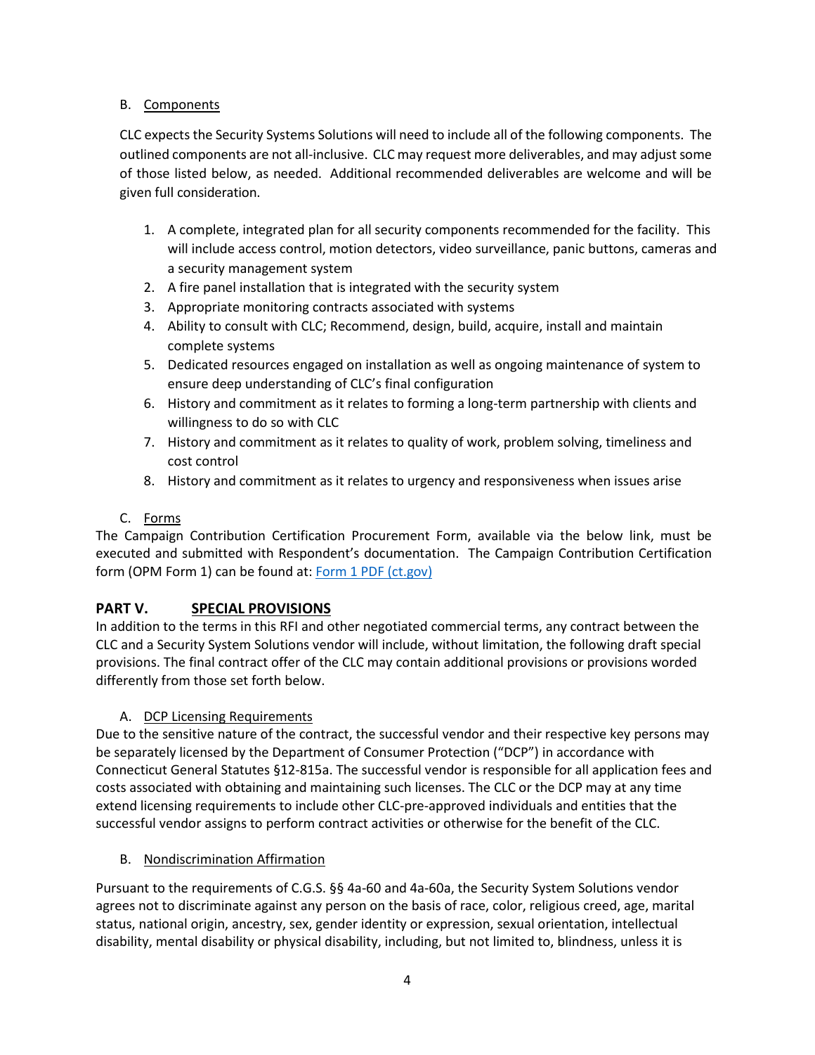B. Components

CLC expects the Security Systems Solutions will need to include all of the following components. The outlined components are not all-inclusive. CLC may request more deliverables, and may adjust some of those listed below, as needed. Additional recommended deliverables are welcome and will be given full consideration.

1. A complete, integrated plan for all security components recommended for the facility. This will include access control, motion detectors, video surveillance, panic buttons, cameras and a security management system
2. A fire panel installation that is integrated with the security system
3. Appropriate monitoring contracts associated with systems
4. Ability to consult with CLC; Recommend, design, build, acquire, install and maintain complete systems
5. Dedicated resources engaged on installation as well as ongoing maintenance of system to ensure deep understanding of CLC's final configuration
6. History and commitment as it relates to forming a long-term partnership with clients and willingness to do so with CLC
7. History and commitment as it relates to quality of work, problem solving, timeliness and cost control
8. History and commitment as it relates to urgency and responsiveness when issues arise

C. Forms

The Campaign Contribution Certification Procurement Form, available via the below link, must be executed and submitted with Respondent's documentation. The Campaign Contribution Certification form (OPM Form 1) can be found at: [Form 1 PDF (ct.gov)]

## PART V. SPECIAL PROVISIONS

In addition to the terms in this RFI and other negotiated commercial terms, any contract between the CLC and a Security System Solutions vendor will include, without limitation, the following draft special provisions. The final contract offer of the CLC may contain additional provisions or provisions worded differently from those set forth below.

A. DCP Licensing Requirements

Due to the sensitive nature of the contract, the successful vendor and their respective key persons may be separately licensed by the Department of Consumer Protection ("DCP") in accordance with Connecticut General Statutes §12-815a. The successful vendor is responsible for all application fees and costs associated with obtaining and maintaining such licenses. The CLC or the DCP may at any time extend licensing requirements to include other CLC-pre-approved individuals and entities that the successful vendor assigns to perform contract activities or otherwise for the benefit of the CLC.

B. Nondiscrimination Affirmation

Pursuant to the requirements of C.G.S. §§ 4a-60 and 4a-60a, the Security System Solutions vendor agrees not to discriminate against any person on the basis of race, color, religious creed, age, marital status, national origin, ancestry, sex, gender identity or expression, sexual orientation, intellectual disability, mental disability or physical disability, including, but not limited to, blindness, unless it is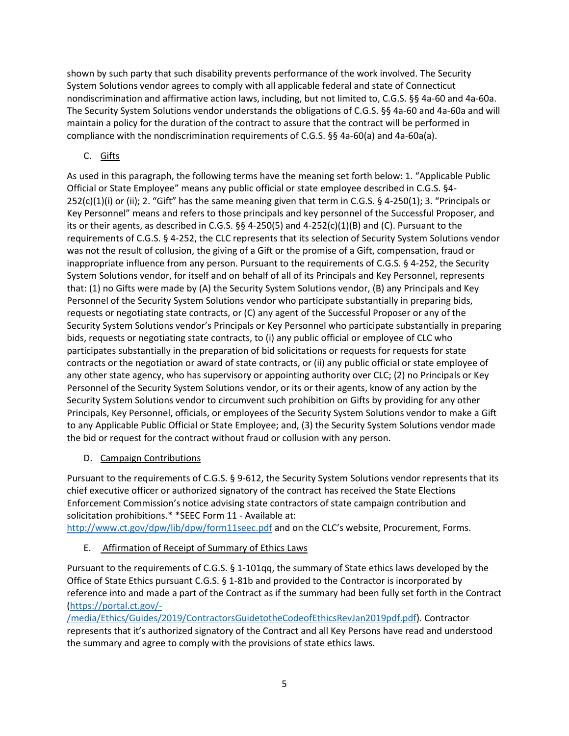shown by such party that such disability prevents performance of the work involved. The Security System Solutions vendor agrees to comply with all applicable federal and state of Connecticut nondiscrimination and affirmative action laws, including, but not limited to, C.G.S. §§ 4a-60 and 4a-60a. The Security System Solutions vendor understands the obligations of C.G.S. §§ 4a-60 and 4a-60a and will maintain a policy for the duration of the contract to assure that the contract will be performed in compliance with the nondiscrimination requirements of C.G.S. §§ 4a-60(a) and 4a-60a(a).

C. Gifts

As used in this paragraph, the following terms have the meaning set forth below: 1. "Applicable Public Official or State Employee" means any public official or state employee described in C.G.S. §4-252(c)(1)(i) or (ii); 2. "Gift" has the same meaning given that term in C.G.S. § 4-250(1); 3. "Principals or Key Personnel" means and refers to those principals and key personnel of the Successful Proposer, and its or their agents, as described in C.G.S. §§ 4-250(5) and 4-252(c)(1)(B) and (C). Pursuant to the requirements of C.G.S. § 4-252, the CLC represents that its selection of Security System Solutions vendor was not the result of collusion, the giving of a Gift or the promise of a Gift, compensation, fraud or inappropriate influence from any person. Pursuant to the requirements of C.G.S. § 4-252, the Security System Solutions vendor, for itself and on behalf of all of its Principals and Key Personnel, represents that: (1) no Gifts were made by (A) the Security System Solutions vendor, (B) any Principals and Key Personnel of the Security System Solutions vendor who participate substantially in preparing bids, requests or negotiating state contracts, or (C) any agent of the Successful Proposer or any of the Security System Solutions vendor's Principals or Key Personnel who participate substantially in preparing bids, requests or negotiating state contracts, to (i) any public official or employee of CLC who participates substantially in the preparation of bid solicitations or requests for requests for state contracts or the negotiation or award of state contracts, or (ii) any public official or state employee of any other state agency, who has supervisory or appointing authority over CLC; (2) no Principals or Key Personnel of the Security System Solutions vendor, or its or their agents, know of any action by the Security System Solutions vendor to circumvent such prohibition on Gifts by providing for any other Principals, Key Personnel, officials, or employees of the Security System Solutions vendor to make a Gift to any Applicable Public Official or State Employee; and, (3) the Security System Solutions vendor made the bid or request for the contract without fraud or collusion with any person.

D. Campaign Contributions

Pursuant to the requirements of C.G.S. § 9-612, the Security System Solutions vendor represents that its chief executive officer or authorized signatory of the contract has received the State Elections Enforcement Commission's notice advising state contractors of state campaign contribution and solicitation prohibitions.* *SEEC Form 11 - Available at: http://www.ct.gov/dpw/lib/dpw/form11seec.pdf and on the CLC's website, Procurement, Forms.

E. Affirmation of Receipt of Summary of Ethics Laws

Pursuant to the requirements of C.G.S. § 1-101qq, the summary of State ethics laws developed by the Office of State Ethics pursuant C.G.S. § 1-81b and provided to the Contractor is incorporated by reference into and made a part of the Contract as if the summary had been fully set forth in the Contract (https://portal.ct.gov/-/media/Ethics/Guides/2019/ContractorsGuidetotheCodeofEthicsRevJan2019pdf.pdf). Contractor represents that it's authorized signatory of the Contract and all Key Persons have read and understood the summary and agree to comply with the provisions of state ethics laws.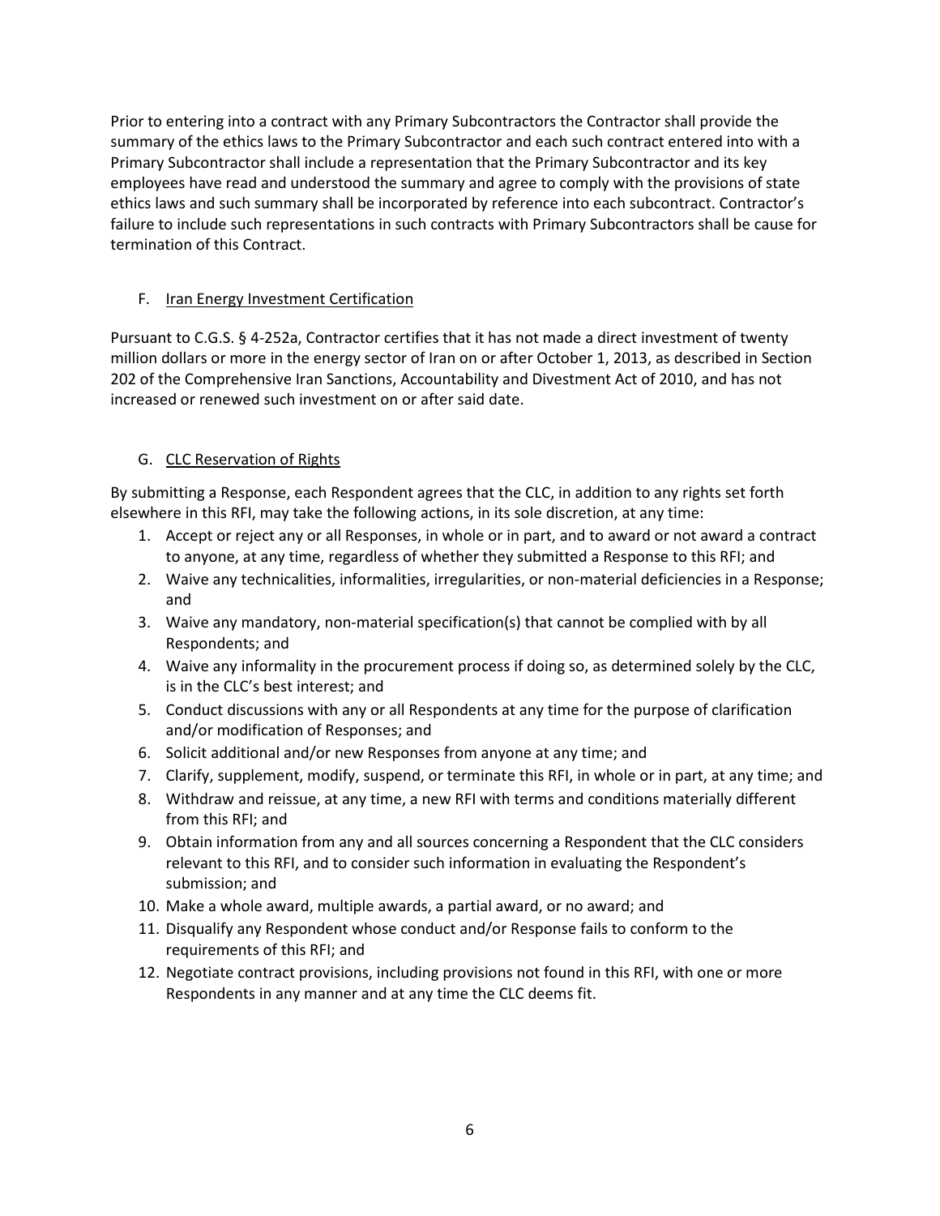Prior to entering into a contract with any Primary Subcontractors the Contractor shall provide the summary of the ethics laws to the Primary Subcontractor and each such contract entered into with a Primary Subcontractor shall include a representation that the Primary Subcontractor and its key employees have read and understood the summary and agree to comply with the provisions of state ethics laws and such summary shall be incorporated by reference into each subcontract. Contractor's failure to include such representations in such contracts with Primary Subcontractors shall be cause for termination of this Contract.

F. Iran Energy Investment Certification

Pursuant to C.G.S. § 4-252a, Contractor certifies that it has not made a direct investment of twenty million dollars or more in the energy sector of Iran on or after October 1, 2013, as described in Section 202 of the Comprehensive Iran Sanctions, Accountability and Divestment Act of 2010, and has not increased or renewed such investment on or after said date.

G. CLC Reservation of Rights

By submitting a Response, each Respondent agrees that the CLC, in addition to any rights set forth elsewhere in this RFI, may take the following actions, in its sole discretion, at any time:

1. Accept or reject any or all Responses, in whole or in part, and to award or not award a contract to anyone, at any time, regardless of whether they submitted a Response to this RFI; and
2. Waive any technicalities, informalities, irregularities, or non-material deficiencies in a Response; and
3. Waive any mandatory, non-material specification(s) that cannot be complied with by all Respondents; and
4. Waive any informality in the procurement process if doing so, as determined solely by the CLC, is in the CLC's best interest; and
5. Conduct discussions with any or all Respondents at any time for the purpose of clarification and/or modification of Responses; and
6. Solicit additional and/or new Responses from anyone at any time; and
7. Clarify, supplement, modify, suspend, or terminate this RFI, in whole or in part, at any time; and
8. Withdraw and reissue, at any time, a new RFI with terms and conditions materially different from this RFI; and
9. Obtain information from any and all sources concerning a Respondent that the CLC considers relevant to this RFI, and to consider such information in evaluating the Respondent's submission; and
10. Make a whole award, multiple awards, a partial award, or no award; and
11. Disqualify any Respondent whose conduct and/or Response fails to conform to the requirements of this RFI; and
12. Negotiate contract provisions, including provisions not found in this RFI, with one or more Respondents in any manner and at any time the CLC deems fit.